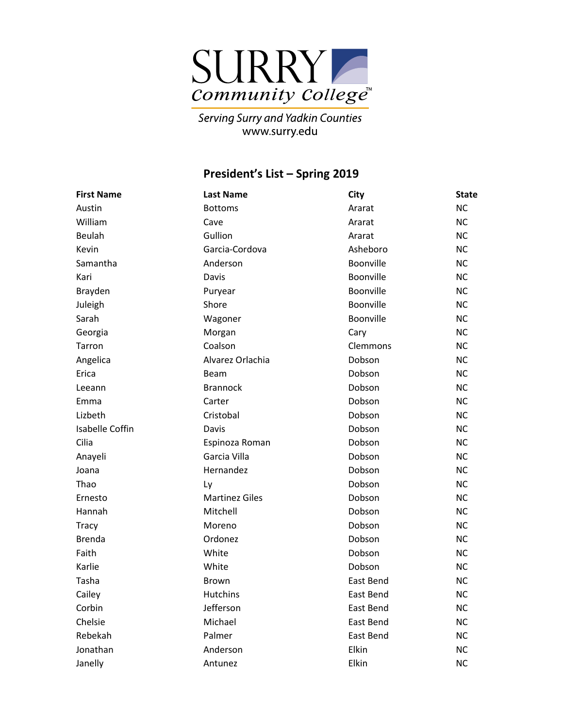SURRY Community College

*Serving Surry and Yadkin Counties*
www.surry.edu

## President's List – Spring 2019

| First Name | Last Name | City | State |
|---|---|---|---|
| Austin | Bottoms | Ararat | NC |
| William | Cave | Ararat | NC |
| Beulah | Gullion | Ararat | NC |
| Kevin | Garcia-Cordova | Asheboro | NC |
| Samantha | Anderson | Boonville | NC |
| Kari | Davis | Boonville | NC |
| Brayden | Puryear | Boonville | NC |
| Juleigh | Shore | Boonville | NC |
| Sarah | Wagoner | Boonville | NC |
| Georgia | Morgan | Cary | NC |
| Tarron | Coalson | Clemmons | NC |
| Angelica | Alvarez Orlachia | Dobson | NC |
| Erica | Beam | Dobson | NC |
| Leeann | Brannock | Dobson | NC |
| Emma | Carter | Dobson | NC |
| Lizbeth | Cristobal | Dobson | NC |
| Isabelle Coffin | Davis | Dobson | NC |
| Cilia | Espinoza Roman | Dobson | NC |
| Anayeli | Garcia Villa | Dobson | NC |
| Joana | Hernandez | Dobson | NC |
| Thao | Ly | Dobson | NC |
| Ernesto | Martinez Giles | Dobson | NC |
| Hannah | Mitchell | Dobson | NC |
| Tracy | Moreno | Dobson | NC |
| Brenda | Ordonez | Dobson | NC |
| Faith | White | Dobson | NC |
| Karlie | White | Dobson | NC |
| Tasha | Brown | East Bend | NC |
| Cailey | Hutchins | East Bend | NC |
| Corbin | Jefferson | East Bend | NC |
| Chelsie | Michael | East Bend | NC |
| Rebekah | Palmer | East Bend | NC |
| Jonathan | Anderson | Elkin | NC |
| Janelly | Antunez | Elkin | NC |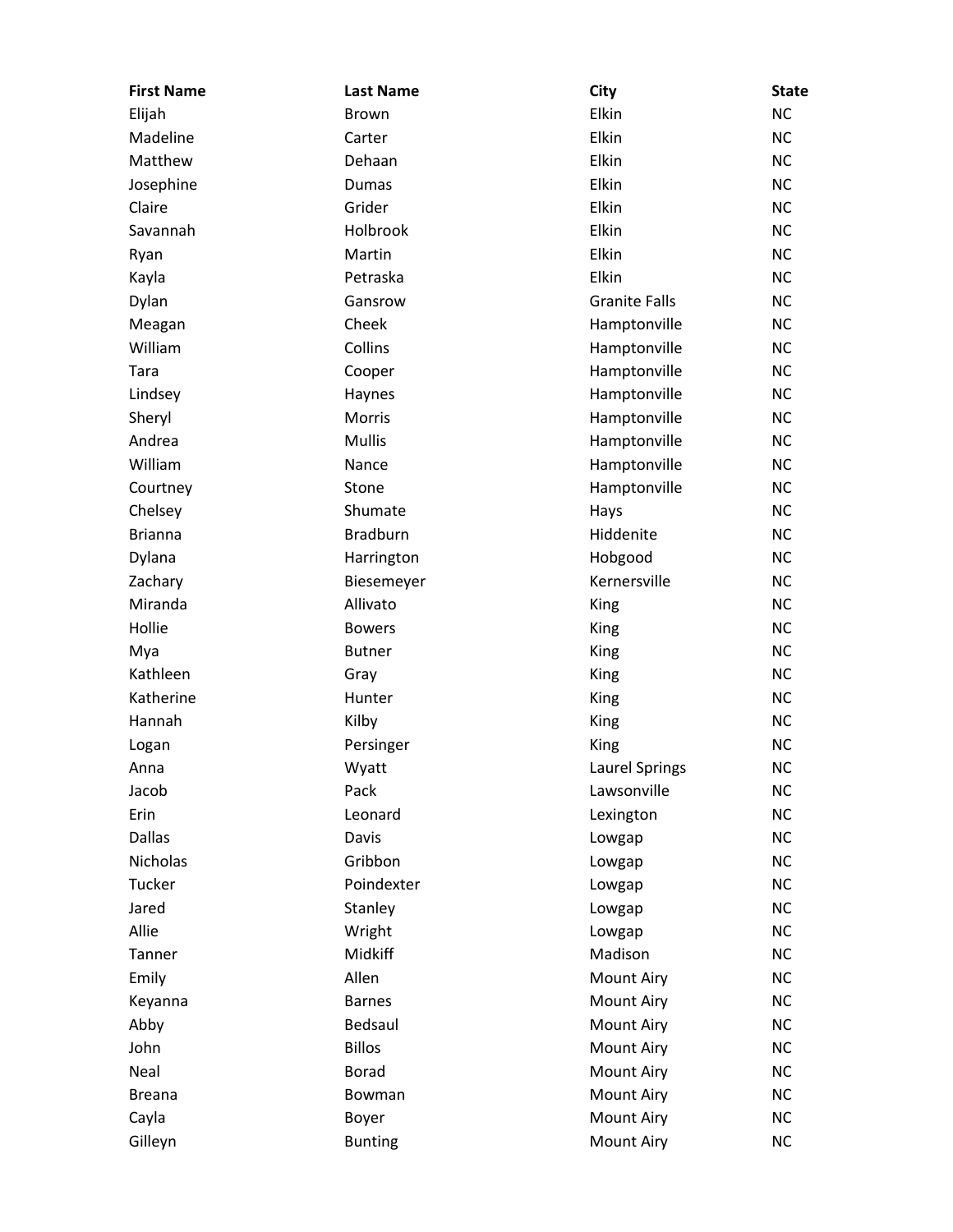| First Name | Last Name | City | State |
| --- | --- | --- | --- |
| Elijah | Brown | Elkin | NC |
| Madeline | Carter | Elkin | NC |
| Matthew | Dehaan | Elkin | NC |
| Josephine | Dumas | Elkin | NC |
| Claire | Grider | Elkin | NC |
| Savannah | Holbrook | Elkin | NC |
| Ryan | Martin | Elkin | NC |
| Kayla | Petraska | Elkin | NC |
| Dylan | Gansrow | Granite Falls | NC |
| Meagan | Cheek | Hamptonville | NC |
| William | Collins | Hamptonville | NC |
| Tara | Cooper | Hamptonville | NC |
| Lindsey | Haynes | Hamptonville | NC |
| Sheryl | Morris | Hamptonville | NC |
| Andrea | Mullis | Hamptonville | NC |
| William | Nance | Hamptonville | NC |
| Courtney | Stone | Hamptonville | NC |
| Chelsey | Shumate | Hays | NC |
| Brianna | Bradburn | Hiddenite | NC |
| Dylana | Harrington | Hobgood | NC |
| Zachary | Biesemeyer | Kernersville | NC |
| Miranda | Allivato | King | NC |
| Hollie | Bowers | King | NC |
| Mya | Butner | King | NC |
| Kathleen | Gray | King | NC |
| Katherine | Hunter | King | NC |
| Hannah | Kilby | King | NC |
| Logan | Persinger | King | NC |
| Anna | Wyatt | Laurel Springs | NC |
| Jacob | Pack | Lawsonville | NC |
| Erin | Leonard | Lexington | NC |
| Dallas | Davis | Lowgap | NC |
| Nicholas | Gribbon | Lowgap | NC |
| Tucker | Poindexter | Lowgap | NC |
| Jared | Stanley | Lowgap | NC |
| Allie | Wright | Lowgap | NC |
| Tanner | Midkiff | Madison | NC |
| Emily | Allen | Mount Airy | NC |
| Keyanna | Barnes | Mount Airy | NC |
| Abby | Bedsaul | Mount Airy | NC |
| John | Billos | Mount Airy | NC |
| Neal | Borad | Mount Airy | NC |
| Breana | Bowman | Mount Airy | NC |
| Cayla | Boyer | Mount Airy | NC |
| Gilleyn | Bunting | Mount Airy | NC |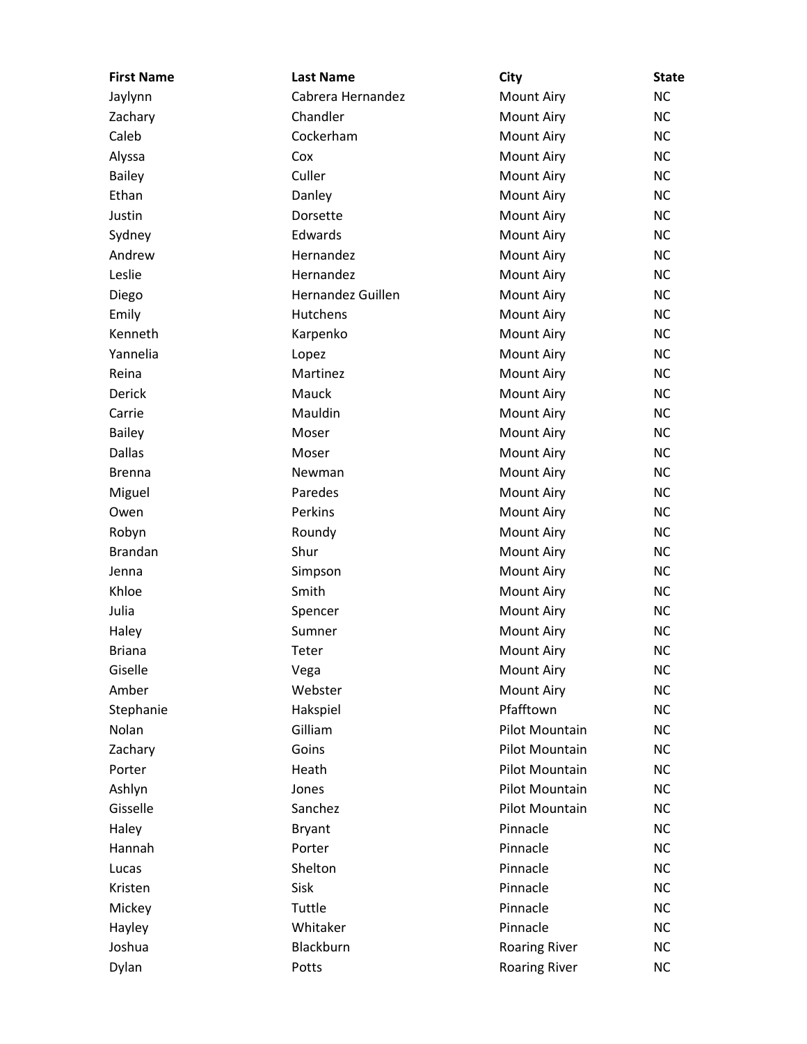| First Name | Last Name | City | State |
|---|---|---|---|
| Jaylynn | Cabrera Hernandez | Mount Airy | NC |
| Zachary | Chandler | Mount Airy | NC |
| Caleb | Cockerham | Mount Airy | NC |
| Alyssa | Cox | Mount Airy | NC |
| Bailey | Culler | Mount Airy | NC |
| Ethan | Danley | Mount Airy | NC |
| Justin | Dorsette | Mount Airy | NC |
| Sydney | Edwards | Mount Airy | NC |
| Andrew | Hernandez | Mount Airy | NC |
| Leslie | Hernandez | Mount Airy | NC |
| Diego | Hernandez Guillen | Mount Airy | NC |
| Emily | Hutchens | Mount Airy | NC |
| Kenneth | Karpenko | Mount Airy | NC |
| Yannelia | Lopez | Mount Airy | NC |
| Reina | Martinez | Mount Airy | NC |
| Derick | Mauck | Mount Airy | NC |
| Carrie | Mauldin | Mount Airy | NC |
| Bailey | Moser | Mount Airy | NC |
| Dallas | Moser | Mount Airy | NC |
| Brenna | Newman | Mount Airy | NC |
| Miguel | Paredes | Mount Airy | NC |
| Owen | Perkins | Mount Airy | NC |
| Robyn | Roundy | Mount Airy | NC |
| Brandan | Shur | Mount Airy | NC |
| Jenna | Simpson | Mount Airy | NC |
| Khloe | Smith | Mount Airy | NC |
| Julia | Spencer | Mount Airy | NC |
| Haley | Sumner | Mount Airy | NC |
| Briana | Teter | Mount Airy | NC |
| Giselle | Vega | Mount Airy | NC |
| Amber | Webster | Mount Airy | NC |
| Stephanie | Hakspiel | Pfafftown | NC |
| Nolan | Gilliam | Pilot Mountain | NC |
| Zachary | Goins | Pilot Mountain | NC |
| Porter | Heath | Pilot Mountain | NC |
| Ashlyn | Jones | Pilot Mountain | NC |
| Gisselle | Sanchez | Pilot Mountain | NC |
| Haley | Bryant | Pinnacle | NC |
| Hannah | Porter | Pinnacle | NC |
| Lucas | Shelton | Pinnacle | NC |
| Kristen | Sisk | Pinnacle | NC |
| Mickey | Tuttle | Pinnacle | NC |
| Hayley | Whitaker | Pinnacle | NC |
| Joshua | Blackburn | Roaring River | NC |
| Dylan | Potts | Roaring River | NC |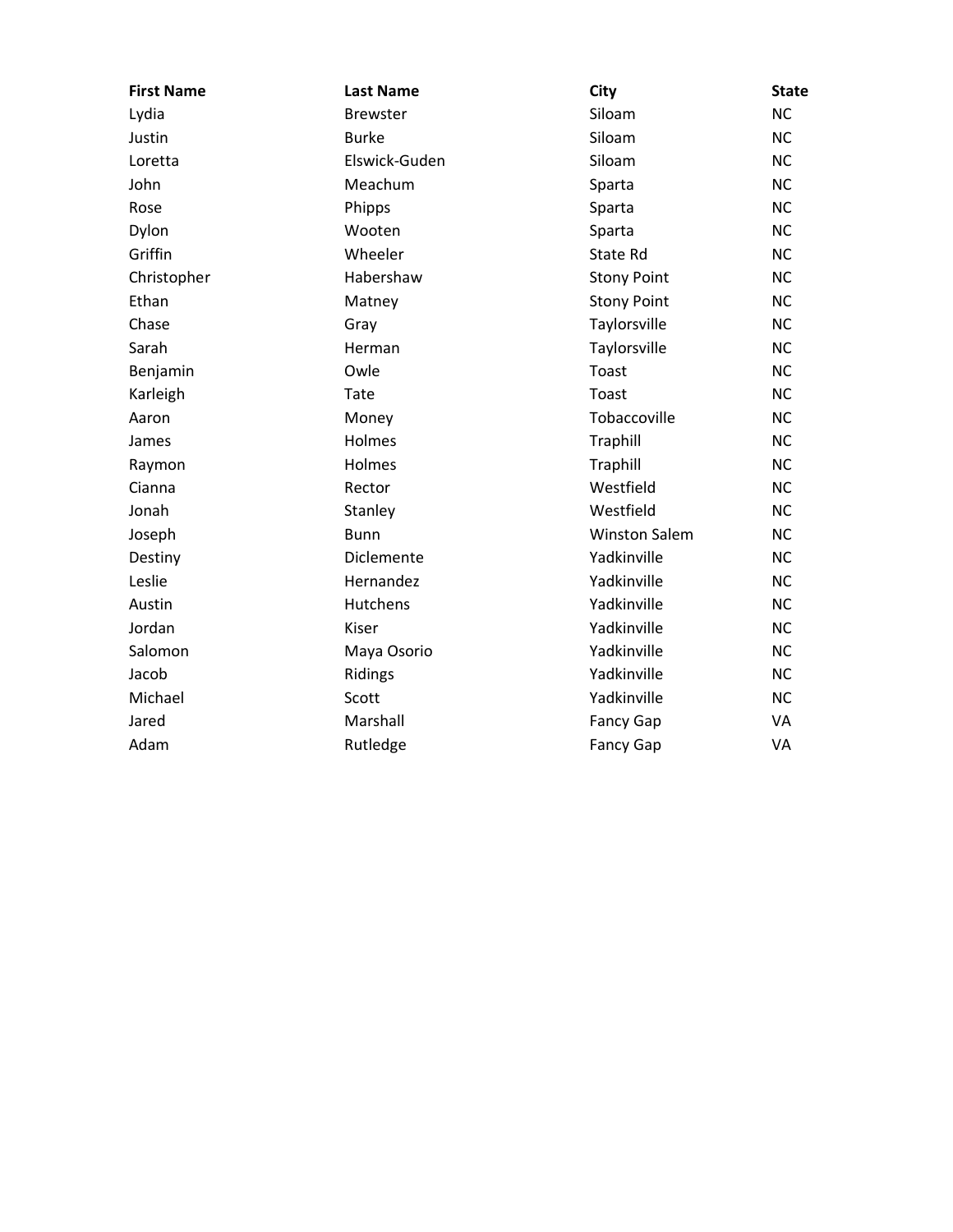| First Name | Last Name | City | State |
| --- | --- | --- | --- |
| Lydia | Brewster | Siloam | NC |
| Justin | Burke | Siloam | NC |
| Loretta | Elswick-Guden | Siloam | NC |
| John | Meachum | Sparta | NC |
| Rose | Phipps | Sparta | NC |
| Dylon | Wooten | Sparta | NC |
| Griffin | Wheeler | State Rd | NC |
| Christopher | Habershaw | Stony Point | NC |
| Ethan | Matney | Stony Point | NC |
| Chase | Gray | Taylorsville | NC |
| Sarah | Herman | Taylorsville | NC |
| Benjamin | Owle | Toast | NC |
| Karleigh | Tate | Toast | NC |
| Aaron | Money | Tobaccoville | NC |
| James | Holmes | Traphill | NC |
| Raymon | Holmes | Traphill | NC |
| Cianna | Rector | Westfield | NC |
| Jonah | Stanley | Westfield | NC |
| Joseph | Bunn | Winston Salem | NC |
| Destiny | Diclemente | Yadkinville | NC |
| Leslie | Hernandez | Yadkinville | NC |
| Austin | Hutchens | Yadkinville | NC |
| Jordan | Kiser | Yadkinville | NC |
| Salomon | Maya Osorio | Yadkinville | NC |
| Jacob | Ridings | Yadkinville | NC |
| Michael | Scott | Yadkinville | NC |
| Jared | Marshall | Fancy Gap | VA |
| Adam | Rutledge | Fancy Gap | VA |